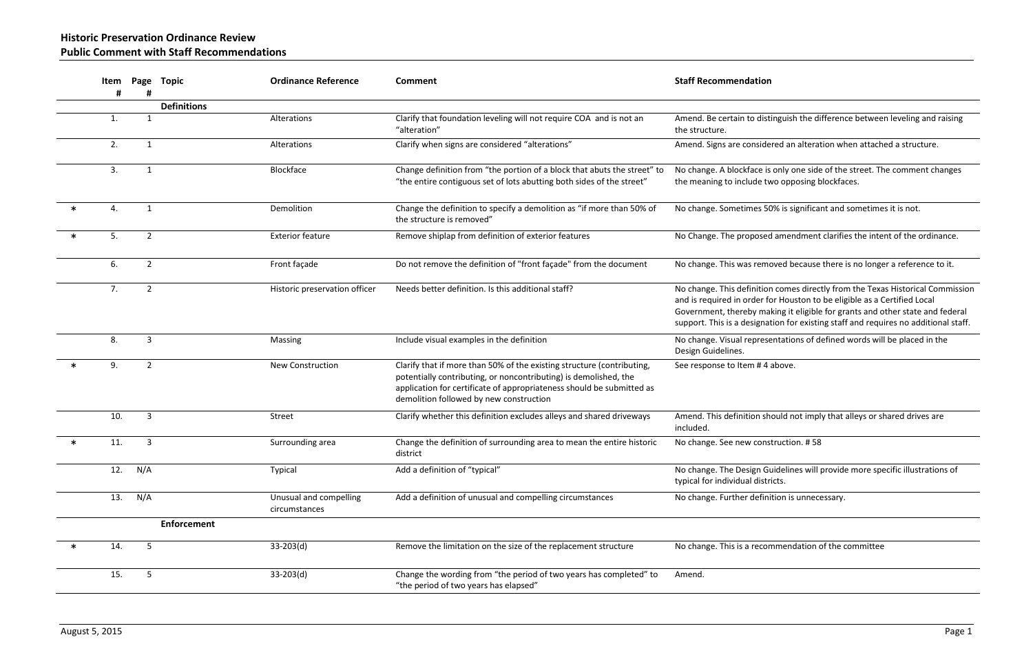**Historic Preservation Ordinance Review**
**Public Comment with Staff Recommendations**

| | Item # | Page # | Topic | Ordinance Reference | Comment | Staff Recommendation |
|---|---|---|---|---|---|---|
| | | | **Definitions** | | | |
| | 1. | 1 | | Alterations | Clarify that foundation leveling will not require COA and is not an "alteration" | Amend. Be certain to distinguish the difference between leveling and raising the structure. |
| | 2. | 1 | | Alterations | Clarify when signs are considered "alterations" | Amend. Signs are considered an alteration when attached a structure. |
| | 3. | 1 | | Blockface | Change definition from "the portion of a block that abuts the street" to "the entire contiguous set of lots abutting both sides of the street" | No change. A blockface is only one side of the street. The comment changes the meaning to include two opposing blockfaces. |
| * | 4. | 1 | | Demolition | Change the definition to specify a demolition as "if more than 50% of the structure is removed" | No change. Sometimes 50% is significant and sometimes it is not. |
| * | 5. | 2 | | Exterior feature | Remove shiplap from definition of exterior features | No Change. The proposed amendment clarifies the intent of the ordinance. |
| | 6. | 2 | | Front façade | Do not remove the definition of "front façade" from the document | No change. This was removed because there is no longer a reference to it. |
| | 7. | 2 | | Historic preservation officer | Needs better definition. Is this additional staff? | No change. This definition comes directly from the Texas Historical Commission and is required in order for Houston to be eligible as a Certified Local Government, thereby making it eligible for grants and other state and federal support. This is a designation for existing staff and requires no additional staff. |
| | 8. | 3 | | Massing | Include visual examples in the definition | No change. Visual representations of defined words will be placed in the Design Guidelines. |
| * | 9. | 2 | | New Construction | Clarify that if more than 50% of the existing structure (contributing, potentially contributing, or noncontributing) is demolished, the application for certificate of appropriateness should be submitted as demolition followed by new construction | See response to Item # 4 above. |
| | 10. | 3 | | Street | Clarify whether this definition excludes alleys and shared driveways | Amend. This definition should not imply that alleys or shared drives are included. |
| * | 11. | 3 | | Surrounding area | Change the definition of surrounding area to mean the entire historic district | No change. See new construction. # 58 |
| | 12. | N/A | | Typical | Add a definition of "typical" | No change. The Design Guidelines will provide more specific illustrations of typical for individual districts. |
| | 13. | N/A | | Unusual and compelling circumstances | Add a definition of unusual and compelling circumstances | No change. Further definition is unnecessary. |
| | | | **Enforcement** | | | |
| * | 14. | 5 | | 33-203(d) | Remove the limitation on the size of the replacement structure | No change. This is a recommendation of the committee |
| | 15. | 5 | | 33-203(d) | Change the wording from "the period of two years has completed" to "the period of two years has elapsed" | Amend. |

August 5, 2015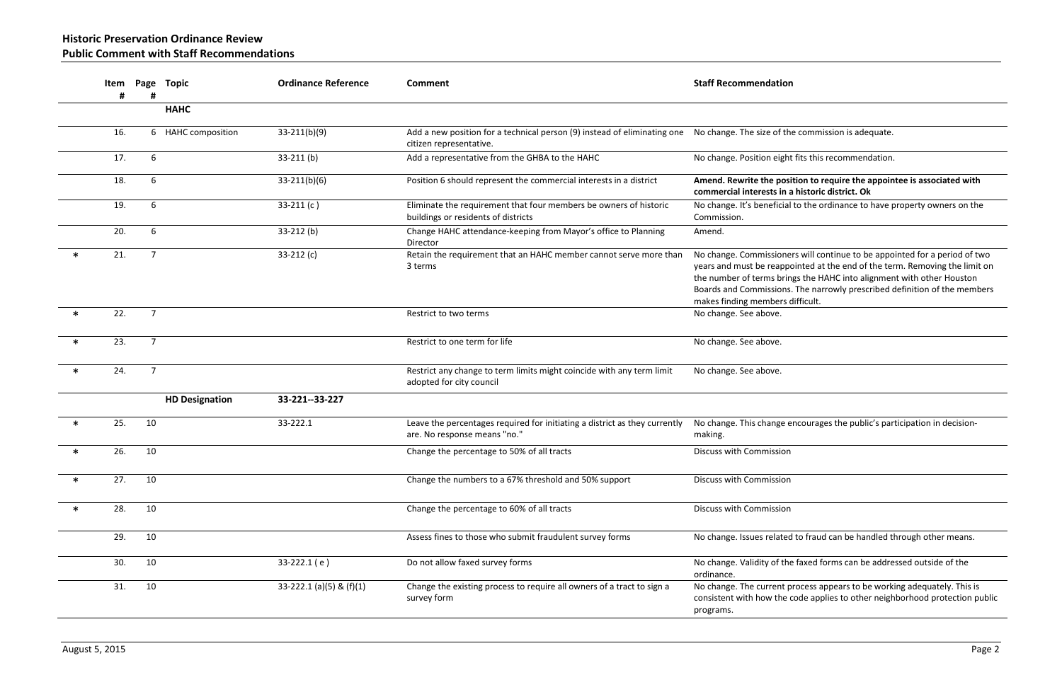**Historic Preservation Ordinance Review**
**Public Comment with Staff Recommendations**

| | Item # | Page # | Topic | Ordinance Reference | Comment | Staff Recommendation |
|---|---|---|---|---|---|---|
| | | | **HAHC** | | | |
| | 16. | 6 | HAHC composition | 33-211(b)(9) | Add a new position for a technical person (9) instead of eliminating one citizen representative. | No change. The size of the commission is adequate. |
| | 17. | 6 | | 33-211 (b) | Add a representative from the GHBA to the HAHC | No change. Position eight fits this recommendation. |
| | 18. | 6 | | 33-211(b)(6) | Position 6 should represent the commercial interests in a district | **Amend. Rewrite the position to require the appointee is associated with commercial interests in a historic district. Ok** |
| | 19. | 6 | | 33-211 (c ) | Eliminate the requirement that four members be owners of historic buildings or residents of districts | No change. It's beneficial to the ordinance to have property owners on the Commission. |
| | 20. | 6 | | 33-212 (b) | Change HAHC attendance-keeping from Mayor's office to Planning Director | Amend. |
| * | 21. | 7 | | 33-212 (c) | Retain the requirement that an HAHC member cannot serve more than 3 terms | No change. Commissioners will continue to be appointed for a period of two years and must be reappointed at the end of the term. Removing the limit on the number of terms brings the HAHC into alignment with other Houston Boards and Commissions. The narrowly prescribed definition of the members makes finding members difficult. |
| * | 22. | 7 | | | Restrict to two terms | No change. See above. |
| * | 23. | 7 | | | Restrict to one term for life | No change. See above. |
| * | 24. | 7 | | | Restrict any change to term limits might coincide with any term limit adopted for city council | No change. See above. |
| | | | **HD Designation** | **33-221--33-227** | | |
| * | 25. | 10 | | 33-222.1 | Leave the percentages required for initiating a district as they currently are. No response means "no." | No change. This change encourages the public's participation in decision-making. |
| * | 26. | 10 | | | Change the percentage to 50% of all tracts | Discuss with Commission |
| * | 27. | 10 | | | Change the numbers to a 67% threshold and 50% support | Discuss with Commission |
| * | 28. | 10 | | | Change the percentage to 60% of all tracts | Discuss with Commission |
| | 29. | 10 | | | Assess fines to those who submit fraudulent survey forms | No change. Issues related to fraud can be handled through other means. |
| | 30. | 10 | | 33-222.1 ( e ) | Do not allow faxed survey forms | No change. Validity of the faxed forms can be addressed outside of the ordinance. |
| | 31. | 10 | | 33-222.1 (a)(5) & (f)(1) | Change the existing process to require all owners of a tract to sign a survey form | No change. The current process appears to be working adequately. This is consistent with how the code applies to other neighborhood protection public programs. |

August 5, 2015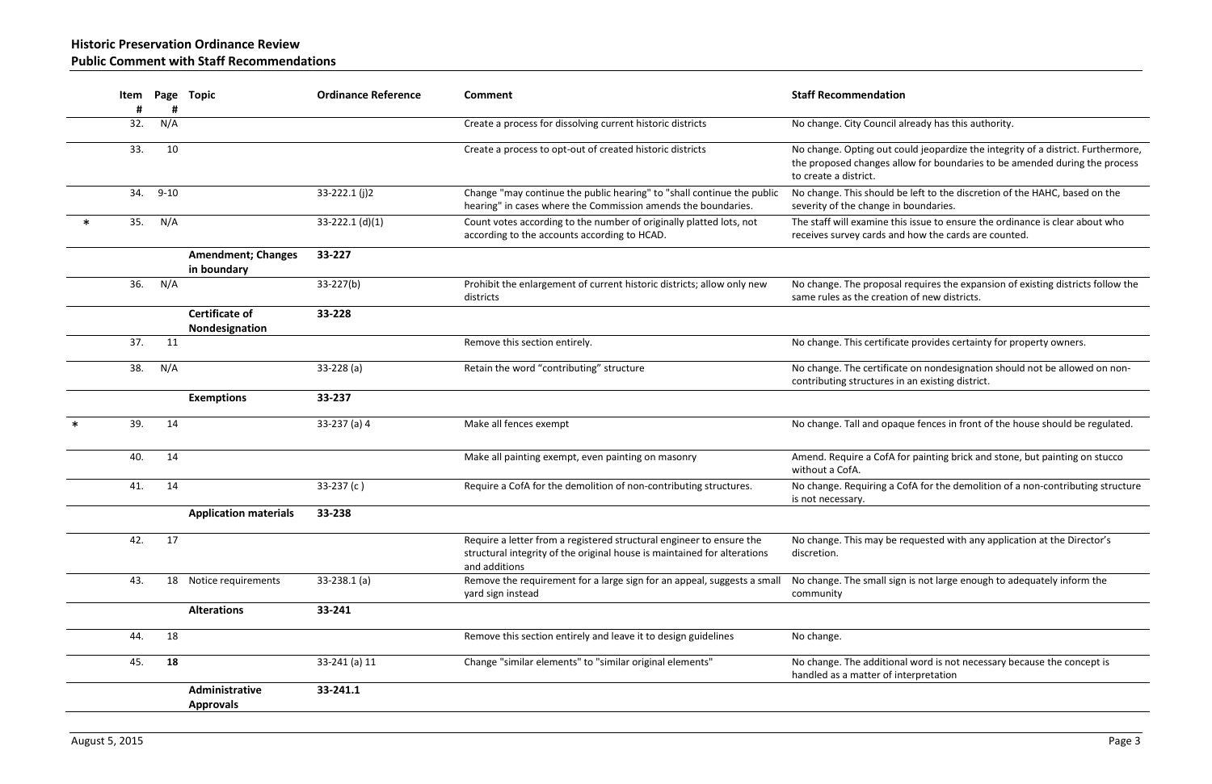## Historic Preservation Ordinance Review
## Public Comment with Staff Recommendations

| | Item # | Page # | Topic | Ordinance Reference | Comment | Staff Recommendation |
|---|---|---|---|---|---|---|
| | 32. | N/A | | | Create a process for dissolving current historic districts | No change. City Council already has this authority. |
| | 33. | 10 | | | Create a process to opt-out of created historic districts | No change. Opting out could jeopardize the integrity of a district. Furthermore, the proposed changes allow for boundaries to be amended during the process to create a district. |
| | 34. | 9-10 | | 33-222.1 (j)2 | Change "may continue the public hearing" to "shall continue the public hearing" in cases where the Commission amends the boundaries. | No change. This should be left to the discretion of the HAHC, based on the severity of the change in boundaries. |
| * | 35. | N/A | | 33-222.1 (d)(1) | Count votes according to the number of originally platted lots, not according to the accounts according to HCAD. | The staff will examine this issue to ensure the ordinance is clear about who receives survey cards and how the cards are counted. |
| | | | **Amendment; Changes in boundary** | **33-227** | | |
| | 36. | N/A | | 33-227(b) | Prohibit the enlargement of current historic districts; allow only new districts | No change. The proposal requires the expansion of existing districts follow the same rules as the creation of new districts. |
| | | | **Certificate of Nondesignation** | **33-228** | | |
| | 37. | 11 | | | Remove this section entirely. | No change. This certificate provides certainty for property owners. |
| | 38. | N/A | | 33-228 (a) | Retain the word "contributing" structure | No change. The certificate on nondesignation should not be allowed on non-contributing structures in an existing district. |
| | | | **Exemptions** | **33-237** | | |
| * | 39. | 14 | | 33-237 (a) 4 | Make all fences exempt | No change. Tall and opaque fences in front of the house should be regulated. |
| | 40. | 14 | | | Make all painting exempt, even painting on masonry | Amend. Require a CofA for painting brick and stone, but painting on stucco without a CofA. |
| | 41. | 14 | | 33-237 (c ) | Require a CofA for the demolition of non-contributing structures. | No change. Requiring a CofA for the demolition of a non-contributing structure is not necessary. |
| | | | **Application materials** | **33-238** | | |
| | 42. | 17 | | | Require a letter from a registered structural engineer to ensure the structural integrity of the original house is maintained for alterations and additions | No change. This may be requested with any application at the Director's discretion. |
| | 43. | 18 | Notice requirements | 33-238.1 (a) | Remove the requirement for a large sign for an appeal, suggests a small yard sign instead | No change. The small sign is not large enough to adequately inform the community |
| | | | **Alterations** | **33-241** | | |
| | 44. | 18 | | | Remove this section entirely and leave it to design guidelines | No change. |
| | 45. | **18** | | 33-241 (a) 11 | Change "similar elements" to "similar original elements" | No change. The additional word is not necessary because the concept is handled as a matter of interpretation |
| | | | **Administrative Approvals** | **33-241.1** | | |

August 5, 2015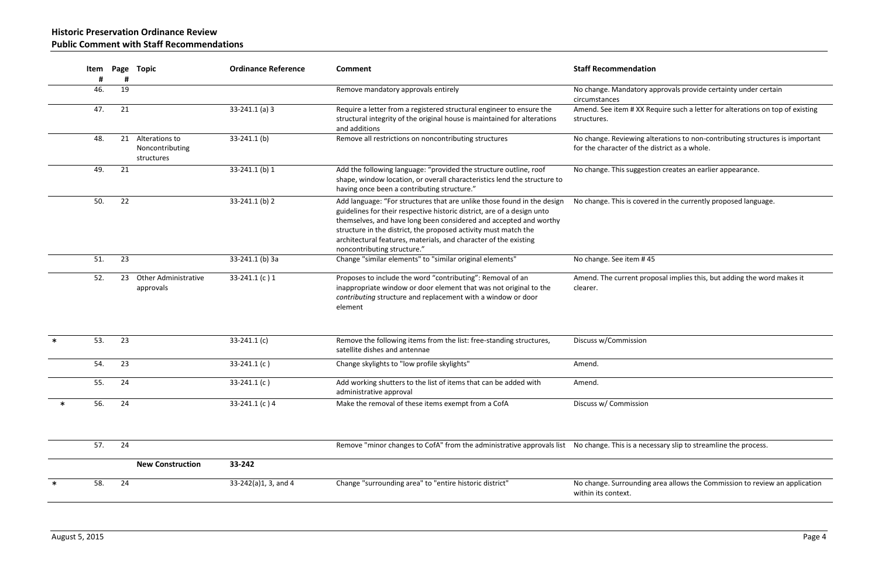## Historic Preservation Ordinance Review
## Public Comment with Staff Recommendations

| | Item # | Page # | Topic | Ordinance Reference | Comment | Staff Recommendation |
|---|---|---|---|---|---|---|
| | 46. | 19 | | | Remove mandatory approvals entirely | No change. Mandatory approvals provide certainty under certain circumstances |
| | 47. | 21 | | 33-241.1 (a) 3 | Require a letter from a registered structural engineer to ensure the structural integrity of the original house is maintained for alterations and additions | Amend. See item # XX Require such a letter for alterations on top of existing structures. |
| | 48. | 21 | Alterations to Noncontributing structures | 33-241.1 (b) | Remove all restrictions on noncontributing structures | No change. Reviewing alterations to non-contributing structures is important for the character of the district as a whole. |
| | 49. | 21 | | 33-241.1 (b) 1 | Add the following language: "provided the structure outline, roof shape, window location, or overall characteristics lend the structure to having once been a contributing structure." | No change. This suggestion creates an earlier appearance. |
| | 50. | 22 | | 33-241.1 (b) 2 | Add language: "For structures that are unlike those found in the design guidelines for their respective historic district, are of a design unto themselves, and have long been considered and accepted and worthy structure in the district, the proposed activity must match the architectural features, materials, and character of the existing noncontributing structure." | No change. This is covered in the currently proposed language. |
| | 51. | 23 | | 33-241.1 (b) 3a | Change "similar elements" to "similar original elements" | No change. See item # 45 |
| | 52. | 23 | Other Administrative approvals | 33-241.1 (c ) 1 | Proposes to include the word "contributing": Removal of an inappropriate window or door element that was not original to the *contributing* structure and replacement with a window or door element | Amend. The current proposal implies this, but adding the word makes it clearer. |
| * | 53. | 23 | | 33-241.1 (c) | Remove the following items from the list: free-standing structures, satellite dishes and antennae | Discuss w/Commission |
| | 54. | 23 | | 33-241.1 (c ) | Change skylights to "low profile skylights" | Amend. |
| | 55. | 24 | | 33-241.1 (c ) | Add working shutters to the list of items that can be added with administrative approval | Amend. |
| * | 56. | 24 | | 33-241.1 (c ) 4 | Make the removal of these items exempt from a CofA | Discuss w/ Commission |
| | 57. | 24 | | | Remove "minor changes to CofA" from the administrative approvals list | No change. This is a necessary slip to streamline the process. |
| | | | **New Construction** | **33-242** | | |
| * | 58. | 24 | | 33-242(a)1, 3, and 4 | Change "surrounding area" to "entire historic district" | No change. Surrounding area allows the Commission to review an application within its context. |

August 5, 2015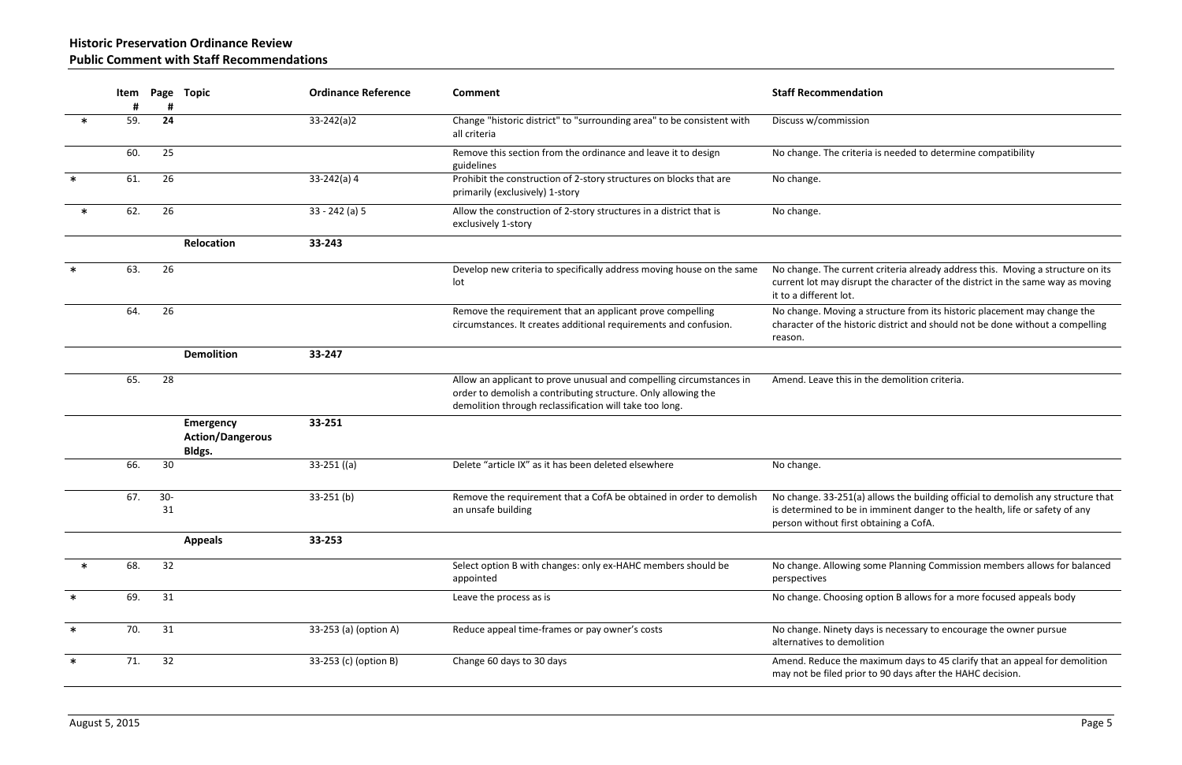## Historic Preservation Ordinance Review
## Public Comment with Staff Recommendations

| | Item # | Page # | Topic | Ordinance Reference | Comment | Staff Recommendation |
|---|---|---|---|---|---|---|
| * | 59. | **24** | | 33-242(a)2 | Change "historic district" to "surrounding area" to be consistent with all criteria | Discuss w/commission |
| | 60. | 25 | | | Remove this section from the ordinance and leave it to design guidelines | No change. The criteria is needed to determine compatibility |
| * | 61. | 26 | | 33-242(a) 4 | Prohibit the construction of 2-story structures on blocks that are primarily (exclusively) 1-story | No change. |
| * | 62. | 26 | | 33 - 242 (a) 5 | Allow the construction of 2-story structures in a district that is exclusively 1-story | No change. |
| | | | **Relocation** | **33-243** | | |
| * | 63. | 26 | | | Develop new criteria to specifically address moving house on the same lot | No change. The current criteria already address this. Moving a structure on its current lot may disrupt the character of the district in the same way as moving it to a different lot. |
| | 64. | 26 | | | Remove the requirement that an applicant prove compelling circumstances. It creates additional requirements and confusion. | No change. Moving a structure from its historic placement may change the character of the historic district and should not be done without a compelling reason. |
| | | | **Demolition** | **33-247** | | |
| | 65. | 28 | | | Allow an applicant to prove unusual and compelling circumstances in order to demolish a contributing structure. Only allowing the demolition through reclassification will take too long. | Amend. Leave this in the demolition criteria. |
| | | | **Emergency Action/Dangerous Bldgs.** | **33-251** | | |
| | 66. | 30 | | 33-251 ((a) | Delete "article IX" as it has been deleted elsewhere | No change. |
| | 67. | 30-31 | | 33-251 (b) | Remove the requirement that a CofA be obtained in order to demolish an unsafe building | No change. 33-251(a) allows the building official to demolish any structure that is determined to be in imminent danger to the health, life or safety of any person without first obtaining a CofA. |
| | | | **Appeals** | **33-253** | | |
| * | 68. | 32 | | | Select option B with changes: only ex-HAHC members should be appointed | No change. Allowing some Planning Commission members allows for balanced perspectives |
| * | 69. | 31 | | | Leave the process as is | No change. Choosing option B allows for a more focused appeals body |
| * | 70. | 31 | | 33-253 (a) (option A) | Reduce appeal time-frames or pay owner's costs | No change. Ninety days is necessary to encourage the owner pursue alternatives to demolition |
| * | 71. | 32 | | 33-253 (c) (option B) | Change 60 days to 30 days | Amend. Reduce the maximum days to 45 clarify that an appeal for demolition may not be filed prior to 90 days after the HAHC decision. |

August 5, 2015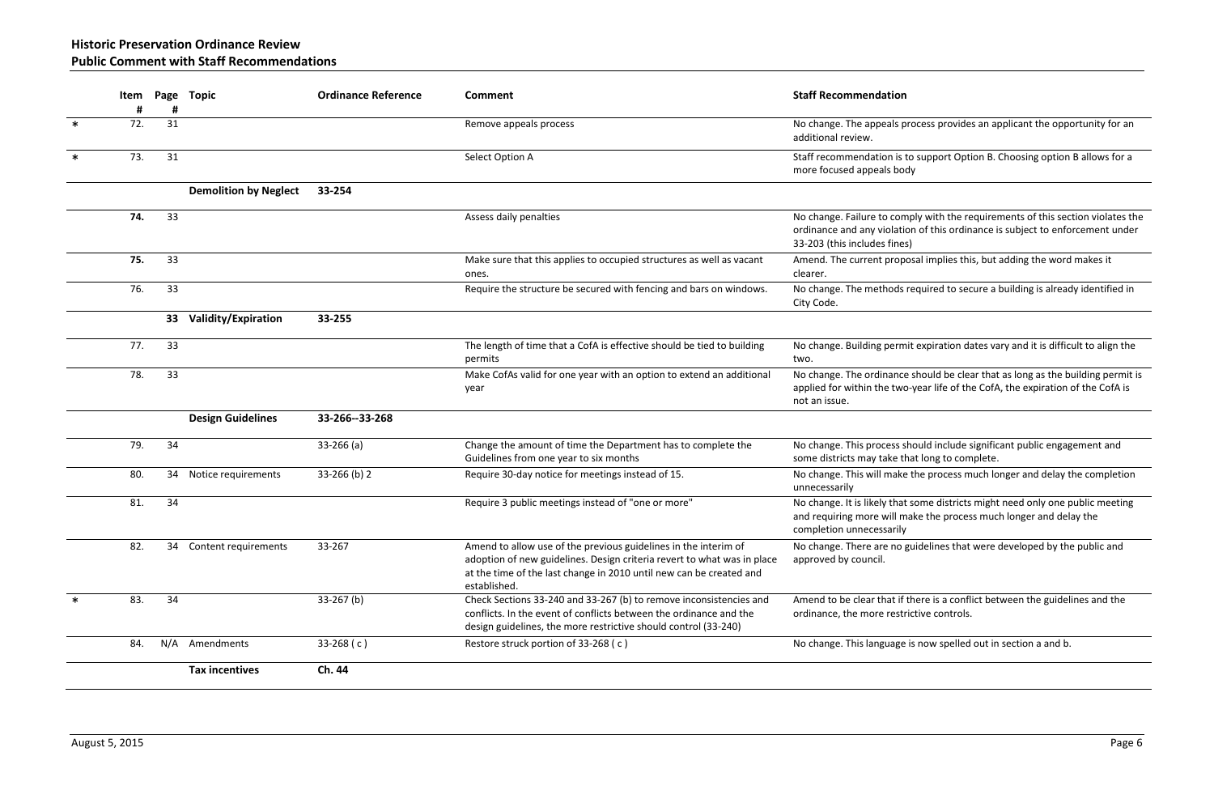## Historic Preservation Ordinance Review
## Public Comment with Staff Recommendations

| | Item # | Page # | Topic | Ordinance Reference | Comment | Staff Recommendation |
|---|---|---|---|---|---|---|
| * | 72. | 31 | | | Remove appeals process | No change. The appeals process provides an applicant the opportunity for an additional review. |
| * | 73. | 31 | | | Select Option A | Staff recommendation is to support Option B. Choosing option B allows for a more focused appeals body |
| | | | **Demolition by Neglect** | **33-254** | | |
| | **74.** | 33 | | | Assess daily penalties | No change. Failure to comply with the requirements of this section violates the ordinance and any violation of this ordinance is subject to enforcement under 33-203 (this includes fines) |
| | **75.** | 33 | | | Make sure that this applies to occupied structures as well as vacant ones. | Amend. The current proposal implies this, but adding the word makes it clearer. |
| | 76. | 33 | | | Require the structure be secured with fencing and bars on windows. | No change. The methods required to secure a building is already identified in City Code. |
| | | **33** | **Validity/Expiration** | **33-255** | | |
| | 77. | 33 | | | The length of time that a CofA is effective should be tied to building permits | No change. Building permit expiration dates vary and it is difficult to align the two. |
| | 78. | 33 | | | Make CofAs valid for one year with an option to extend an additional year | No change. The ordinance should be clear that as long as the building permit is applied for within the two-year life of the CofA, the expiration of the CofA is not an issue. |
| | | | **Design Guidelines** | **33-266--33-268** | | |
| | 79. | 34 | | 33-266 (a) | Change the amount of time the Department has to complete the Guidelines from one year to six months | No change. This process should include significant public engagement and some districts may take that long to complete. |
| | 80. | 34 | Notice requirements | 33-266 (b) 2 | Require 30-day notice for meetings instead of 15. | No change. This will make the process much longer and delay the completion unnecessarily |
| | 81. | 34 | | | Require 3 public meetings instead of "one or more" | No change. It is likely that some districts might need only one public meeting and requiring more will make the process much longer and delay the completion unnecessarily |
| | 82. | 34 | Content requirements | 33-267 | Amend to allow use of the previous guidelines in the interim of adoption of new guidelines. Design criteria revert to what was in place at the time of the last change in 2010 until new can be created and established. | No change. There are no guidelines that were developed by the public and approved by council. |
| * | 83. | 34 | | 33-267 (b) | Check Sections 33-240 and 33-267 (b) to remove inconsistencies and conflicts. In the event of conflicts between the ordinance and the design guidelines, the more restrictive should control (33-240) | Amend to be clear that if there is a conflict between the guidelines and the ordinance, the more restrictive controls. |
| | 84. | N/A | Amendments | 33-268 ( c ) | Restore struck portion of 33-268 ( c ) | No change. This language is now spelled out in section a and b. |
| | | | **Tax incentives** | **Ch. 44** | | |

August 5, 2015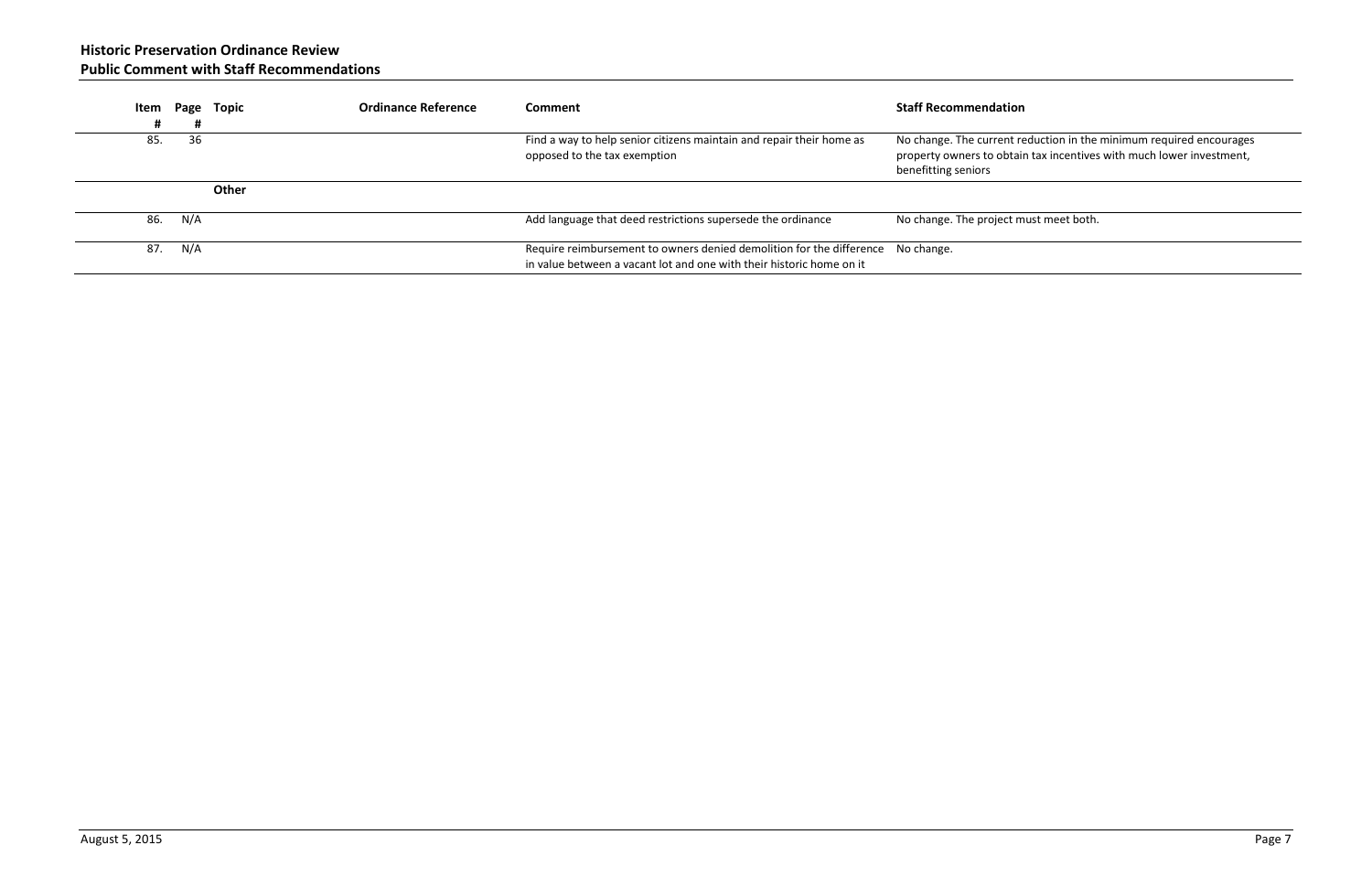## Historic Preservation Ordinance Review
## Public Comment with Staff Recommendations

| Item # | Page # | Topic | Ordinance Reference | Comment | Staff Recommendation |
|---|---|---|---|---|---|
| 85. | 36 | | | Find a way to help senior citizens maintain and repair their home as opposed to the tax exemption | No change. The current reduction in the minimum required encourages property owners to obtain tax incentives with much lower investment, benefitting seniors |
| | | **Other** | | | |
| 86. | N/A | | | Add language that deed restrictions supersede the ordinance | No change. The project must meet both. |
| 87. | N/A | | | Require reimbursement to owners denied demolition for the difference in value between a vacant lot and one with their historic home on it | No change. |

August 5, 2015